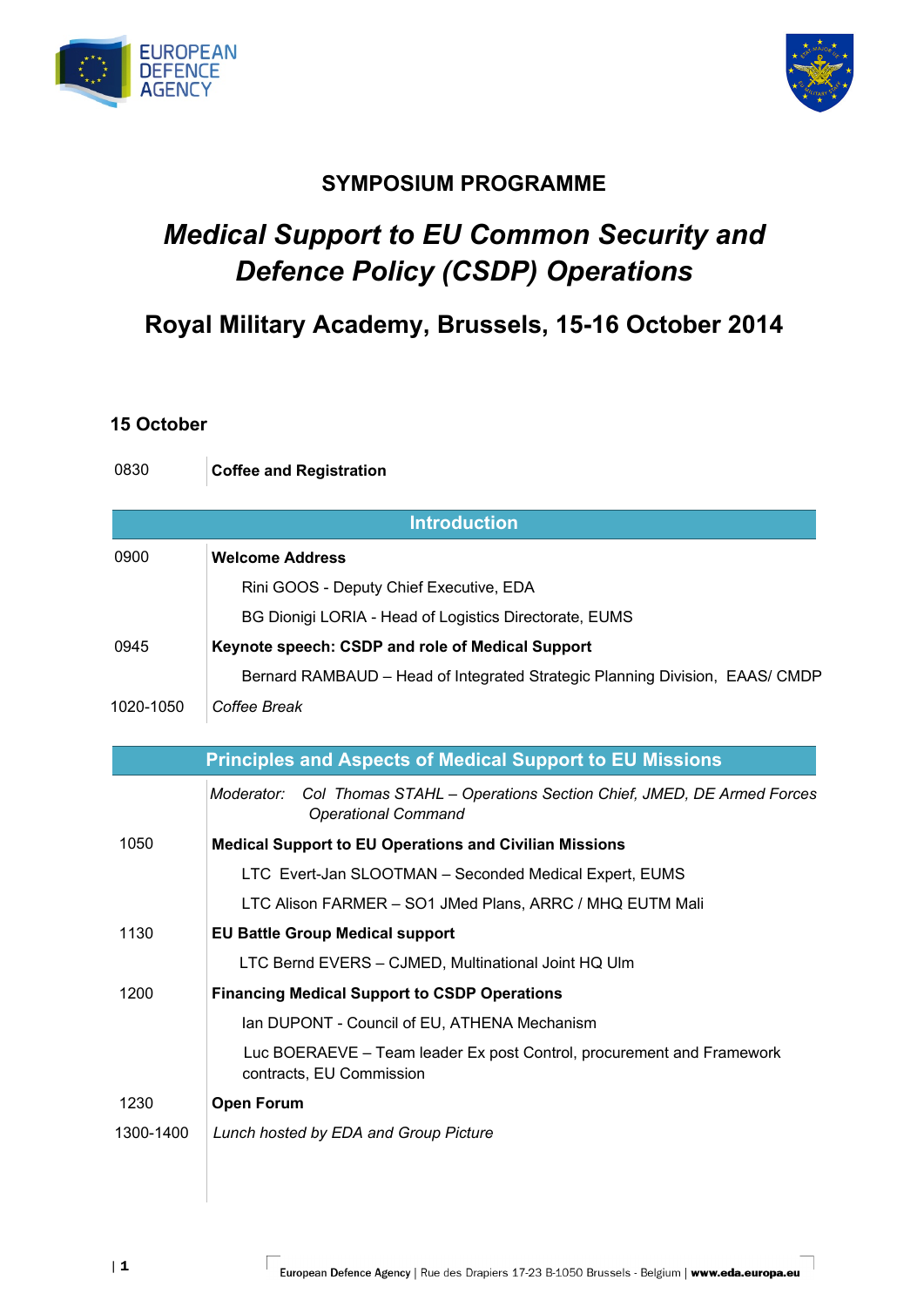## SYMPOSIUM PROGRAMME

# *Medical Support to EU Common Security and Defence Policy (CSDP) Operations*

## Royal Military Academy, Brussels, 15-16 October 2014

### 15 October

| | |
|---|---|
| 0830 | **Coffee and Registration** |
| | **Introduction** |
| 0900 | **Welcome Address** |
| | Rini GOOS - Deputy Chief Executive, EDA |
| | BG Dionigi LORIA - Head of Logistics Directorate, EUMS |
| 0945 | **Keynote speech: CSDP and role of Medical Support** |
| | Bernard RAMBAUD – Head of Integrated Strategic Planning Division, EAAS/ CMDP |
| 1020-1050 | *Coffee Break* |
| | **Principles and Aspects of Medical Support to EU Missions** |
| | *Moderator: Col Thomas STAHL – Operations Section Chief, JMED, DE Armed Forces Operational Command* |
| 1050 | **Medical Support to EU Operations and Civilian Missions** |
| | LTC Evert-Jan SLOOTMAN – Seconded Medical Expert, EUMS |
| | LTC Alison FARMER – SO1 JMed Plans, ARRC / MHQ EUTM Mali |
| 1130 | **EU Battle Group Medical support** |
| | LTC Bernd EVERS – CJMED, Multinational Joint HQ Ulm |
| 1200 | **Financing Medical Support to CSDP Operations** |
| | Ian DUPONT - Council of EU, ATHENA Mechanism |
| | Luc BOERAEVE – Team leader Ex post Control, procurement and Framework contracts, EU Commission |
| 1230 | **Open Forum** |
| 1300-1400 | *Lunch hosted by EDA and Group Picture* |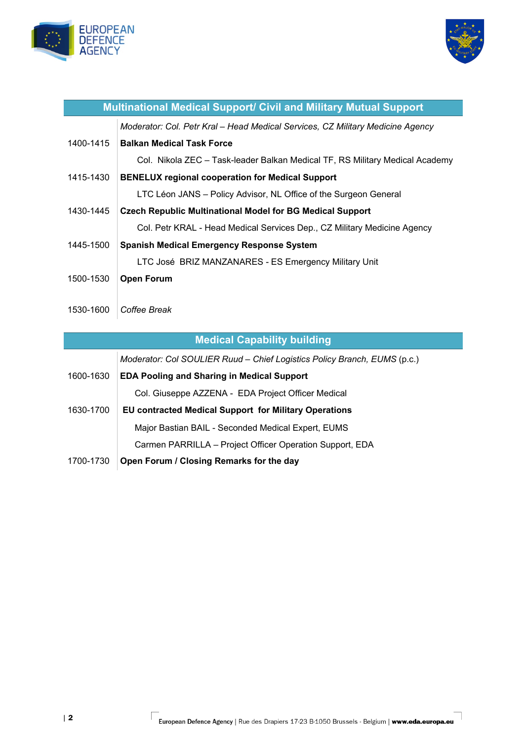| Multinational Medical Support/ Civil and Military Mutual Support | |
|---|---|
| | *Moderator: Col. Petr Kral – Head Medical Services, CZ Military Medicine Agency* |
| 1400-1415 | **Balkan Medical Task Force** |
| | Col. Nikola ZEC – Task-leader Balkan Medical TF, RS Military Medical Academy |
| 1415-1430 | **BENELUX regional cooperation for Medical Support** |
| | LTC Léon JANS – Policy Advisor, NL Office of the Surgeon General |
| 1430-1445 | **Czech Republic Multinational Model for BG Medical Support** |
| | Col. Petr KRAL - Head Medical Services Dep., CZ Military Medicine Agency |
| 1445-1500 | **Spanish Medical Emergency Response System** |
| | LTC José BRIZ MANZANARES - ES Emergency Military Unit |
| 1500-1530 | **Open Forum** |
| 1530-1600 | *Coffee Break* |

| Medical Capability building | |
|---|---|
| | *Moderator: Col SOULIER Ruud – Chief Logistics Policy Branch, EUMS* (p.c.) |
| 1600-1630 | **EDA Pooling and Sharing in Medical Support** |
| | Col. Giuseppe AZZENA - EDA Project Officer Medical |
| 1630-1700 | **EU contracted Medical Support for Military Operations** |
| | Major Bastian BAIL - Seconded Medical Expert, EUMS |
| | Carmen PARRILLA – Project Officer Operation Support, EDA |
| 1700-1730 | **Open Forum / Closing Remarks for the day** |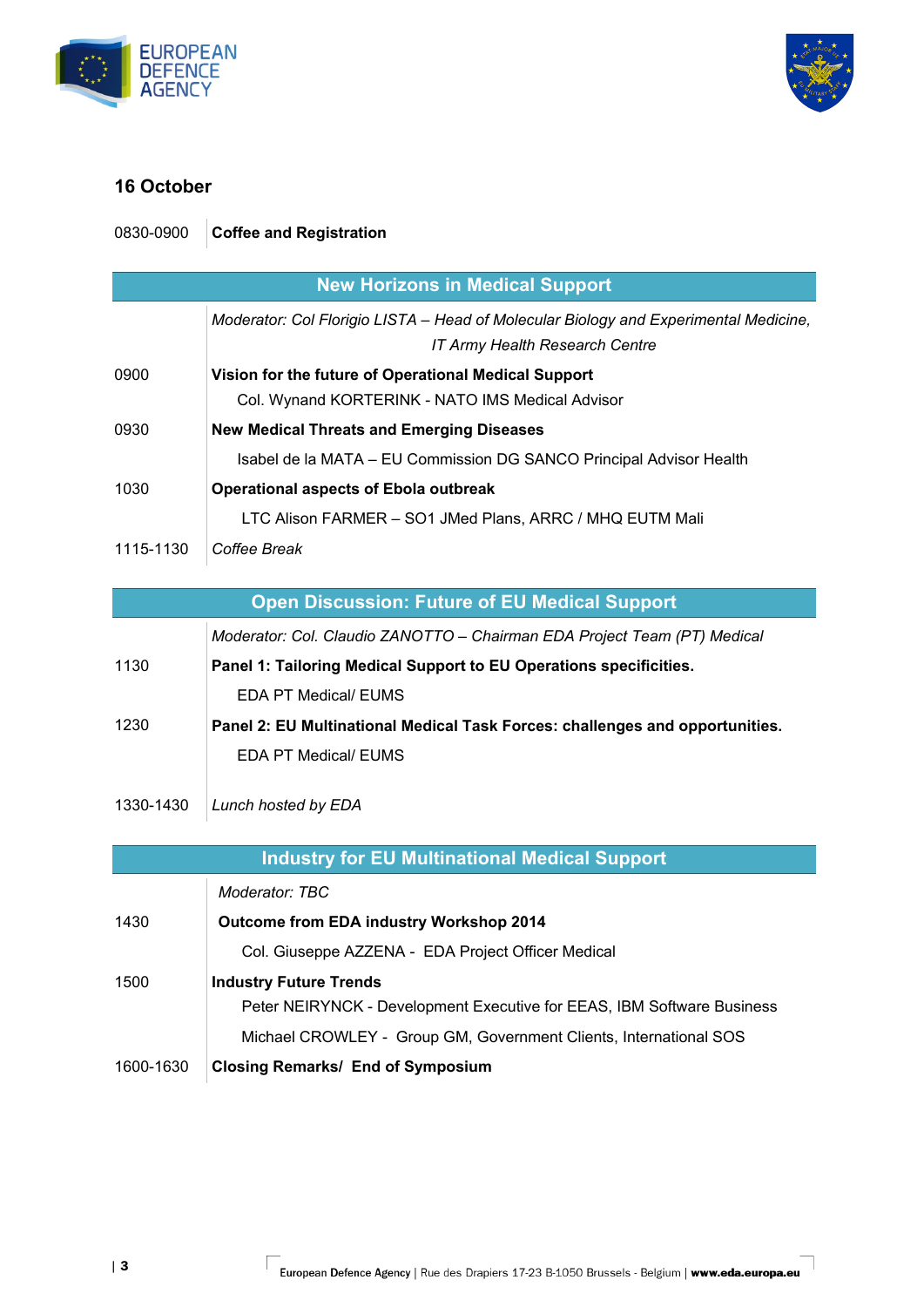## 16 October

| | |
|---|---|
| 0830-0900 | **Coffee and Registration** |

| New Horizons in Medical Support | |
|---|---|
| | *Moderator: Col Florigio LISTA – Head of Molecular Biology and Experimental Medicine, IT Army Health Research Centre* |
| 0900 | **Vision for the future of Operational Medical Support** |
| | Col. Wynand KORTERINK - NATO IMS Medical Advisor |
| 0930 | **New Medical Threats and Emerging Diseases** |
| | Isabel de la MATA – EU Commission DG SANCO Principal Advisor Health |
| 1030 | **Operational aspects of Ebola outbreak** |
| | LTC Alison FARMER – SO1 JMed Plans, ARRC / MHQ EUTM Mali |
| 1115-1130 | *Coffee Break* |

| Open Discussion: Future of EU Medical Support | |
|---|---|
| | *Moderator: Col. Claudio ZANOTTO – Chairman EDA Project Team (PT) Medical* |
| 1130 | **Panel 1: Tailoring Medical Support to EU Operations specificities.** |
| | EDA PT Medical/ EUMS |
| 1230 | **Panel 2: EU Multinational Medical Task Forces: challenges and opportunities.** |
| | EDA PT Medical/ EUMS |
| 1330-1430 | *Lunch hosted by EDA* |

| Industry for EU Multinational Medical Support | |
|---|---|
| | *Moderator: TBC* |
| 1430 | **Outcome from EDA industry Workshop 2014** |
| | Col. Giuseppe AZZENA - EDA Project Officer Medical |
| 1500 | **Industry Future Trends** |
| | Peter NEIRYNCK - Development Executive for EEAS, IBM Software Business |
| | Michael CROWLEY - Group GM, Government Clients, International SOS |
| 1600-1630 | **Closing Remarks/ End of Symposium** |